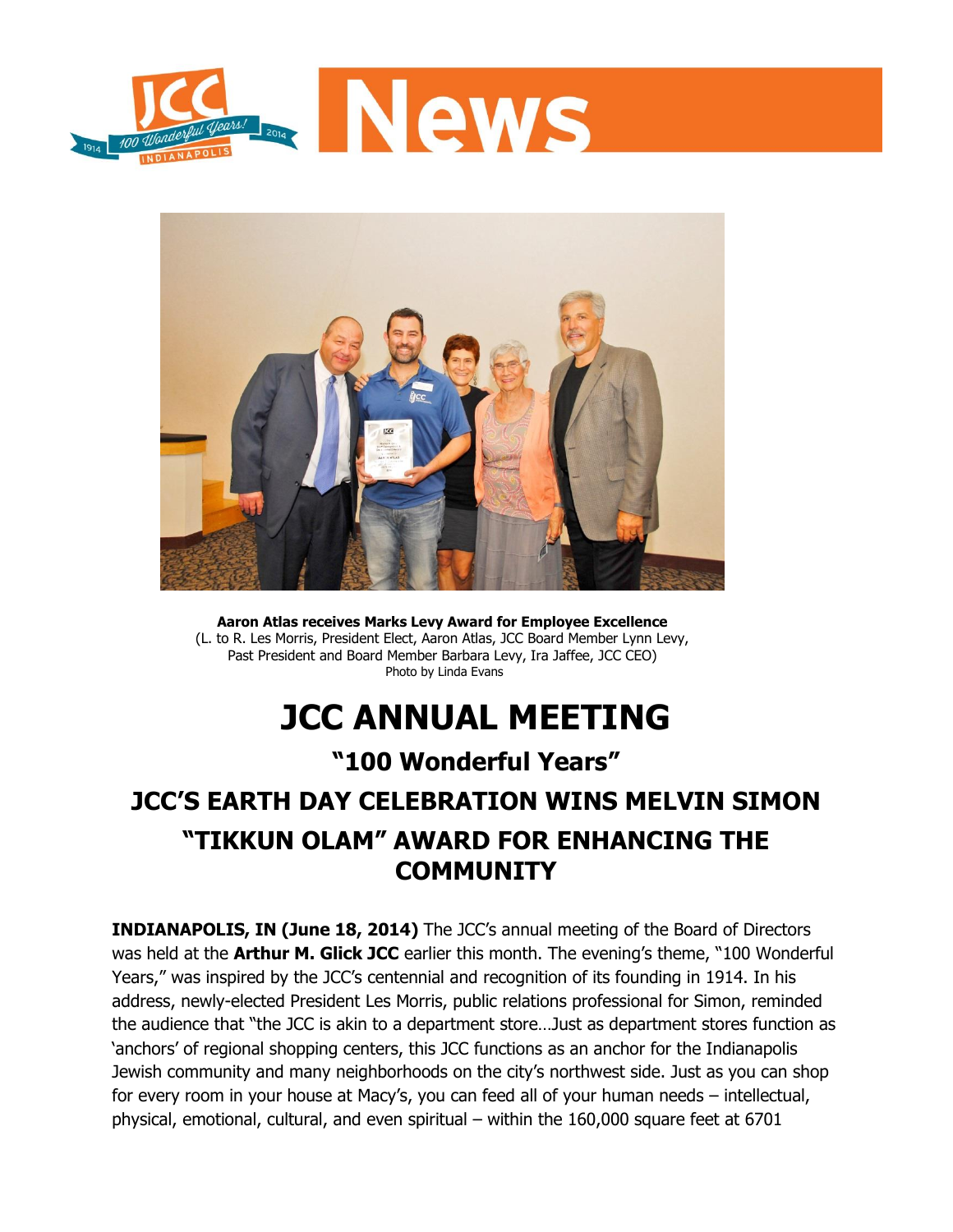# JCC News

**Aaron Atlas receives Marks Levy Award for Employee Excellence**
(L. to R. Les Morris, President Elect, Aaron Atlas, JCC Board Member Lynn Levy, Past President and Board Member Barbara Levy, Ira Jaffee, JCC CEO)
Photo by Linda Evans

# JCC ANNUAL MEETING

## "100 Wonderful Years"

## JCC'S EARTH DAY CELEBRATION WINS MELVIN SIMON "TIKKUN OLAM" AWARD FOR ENHANCING THE COMMUNITY

**INDIANAPOLIS, IN (June 18, 2014)** The JCC's annual meeting of the Board of Directors was held at the **Arthur M. Glick JCC** earlier this month. The evening's theme, "100 Wonderful Years," was inspired by the JCC's centennial and recognition of its founding in 1914. In his address, newly-elected President Les Morris, public relations professional for Simon, reminded the audience that "the JCC is akin to a department store…Just as department stores function as 'anchors' of regional shopping centers, this JCC functions as an anchor for the Indianapolis Jewish community and many neighborhoods on the city's northwest side. Just as you can shop for every room in your house at Macy's, you can feed all of your human needs – intellectual, physical, emotional, cultural, and even spiritual – within the 160,000 square feet at 6701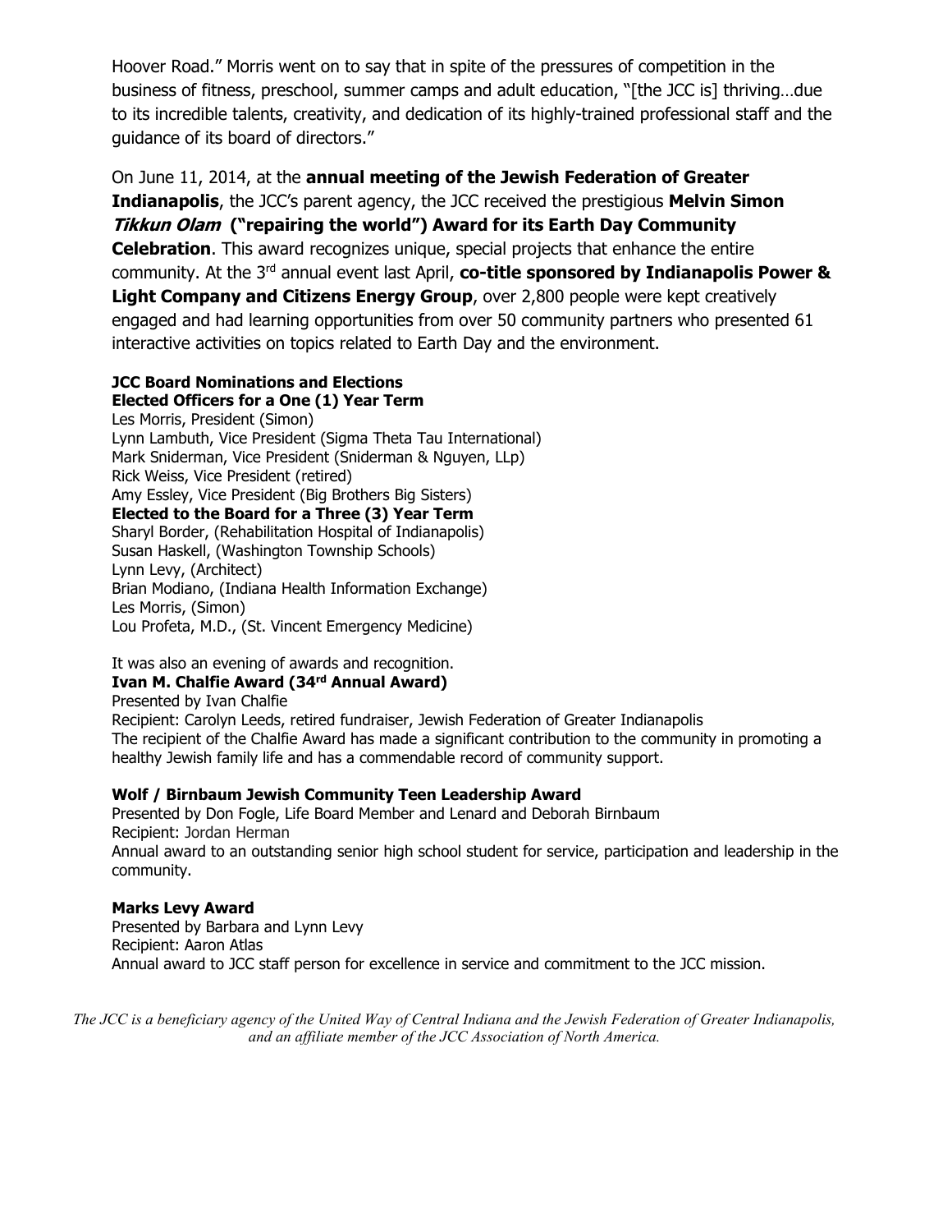Hoover Road." Morris went on to say that in spite of the pressures of competition in the business of fitness, preschool, summer camps and adult education, "[the JCC is] thriving…due to its incredible talents, creativity, and dedication of its highly-trained professional staff and the guidance of its board of directors."

On June 11, 2014, at the **annual meeting of the Jewish Federation of Greater Indianapolis**, the JCC's parent agency, the JCC received the prestigious **Melvin Simon *Tikkun Olam* ("repairing the world") Award for its Earth Day Community Celebration**. This award recognizes unique, special projects that enhance the entire community. At the 3rd annual event last April, **co-title sponsored by Indianapolis Power & Light Company and Citizens Energy Group**, over 2,800 people were kept creatively engaged and had learning opportunities from over 50 community partners who presented 61 interactive activities on topics related to Earth Day and the environment.

**JCC Board Nominations and Elections**

**Elected Officers for a One (1) Year Term**

Les Morris, President (Simon)
Lynn Lambuth, Vice President (Sigma Theta Tau International)
Mark Sniderman, Vice President (Sniderman & Nguyen, LLp)
Rick Weiss, Vice President (retired)
Amy Essley, Vice President (Big Brothers Big Sisters)

**Elected to the Board for a Three (3) Year Term**

Sharyl Border, (Rehabilitation Hospital of Indianapolis)
Susan Haskell, (Washington Township Schools)
Lynn Levy, (Architect)
Brian Modiano, (Indiana Health Information Exchange)
Les Morris, (Simon)
Lou Profeta, M.D., (St. Vincent Emergency Medicine)

It was also an evening of awards and recognition.

**Ivan M. Chalfie Award (34rd Annual Award)**

Presented by Ivan Chalfie
Recipient: Carolyn Leeds, retired fundraiser, Jewish Federation of Greater Indianapolis
The recipient of the Chalfie Award has made a significant contribution to the community in promoting a healthy Jewish family life and has a commendable record of community support.

**Wolf / Birnbaum Jewish Community Teen Leadership Award**

Presented by Don Fogle, Life Board Member and Lenard and Deborah Birnbaum
Recipient: Jordan Herman
Annual award to an outstanding senior high school student for service, participation and leadership in the community.

**Marks Levy Award**

Presented by Barbara and Lynn Levy
Recipient: Aaron Atlas
Annual award to JCC staff person for excellence in service and commitment to the JCC mission.

*The JCC is a beneficiary agency of the United Way of Central Indiana and the Jewish Federation of Greater Indianapolis, and an affiliate member of the JCC Association of North America.*